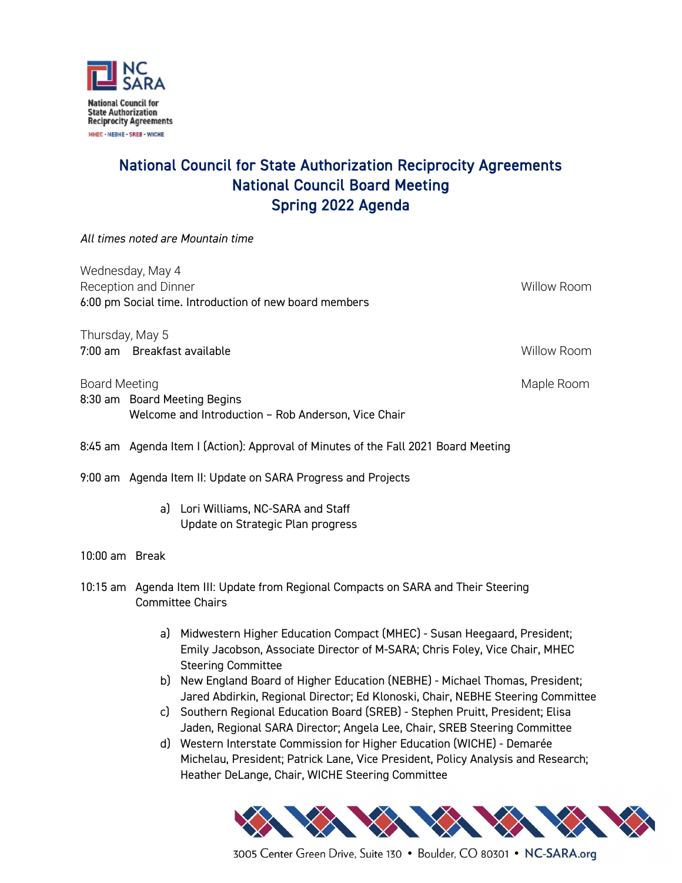NC SARA

National Council for State Authorization Reciprocity Agreements

MHEC · NEBHE · SREB · WICHE

# National Council for State Authorization Reciprocity Agreements
# National Council Board Meeting
# Spring 2022 Agenda

*All times noted are Mountain time*

Wednesday, May 4
Reception and Dinner — Willow Room
6:00 pm Social time. Introduction of new board members

Thursday, May 5
7:00 am Breakfast available — Willow Room

Board Meeting — Maple Room

8:30 am Board Meeting Begins
Welcome and Introduction – Rob Anderson, Vice Chair

8:45 am Agenda Item I (Action): Approval of Minutes of the Fall 2021 Board Meeting

9:00 am Agenda Item II: Update on SARA Progress and Projects

a) Lori Williams, NC-SARA and Staff
Update on Strategic Plan progress

10:00 am Break

10:15 am Agenda Item III: Update from Regional Compacts on SARA and Their Steering Committee Chairs

a) Midwestern Higher Education Compact (MHEC) - Susan Heegaard, President; Emily Jacobson, Associate Director of M-SARA; Chris Foley, Vice Chair, MHEC Steering Committee
b) New England Board of Higher Education (NEBHE) - Michael Thomas, President; Jared Abdirkin, Regional Director; Ed Klonoski, Chair, NEBHE Steering Committee
c) Southern Regional Education Board (SREB) - Stephen Pruitt, President; Elisa Jaden, Regional SARA Director; Angela Lee, Chair, SREB Steering Committee
d) Western Interstate Commission for Higher Education (WICHE) - Demarée Michelau, President; Patrick Lane, Vice President, Policy Analysis and Research; Heather DeLange, Chair, WICHE Steering Committee

3005 Center Green Drive, Suite 130 • Boulder, CO 80301 • NC-SARA.org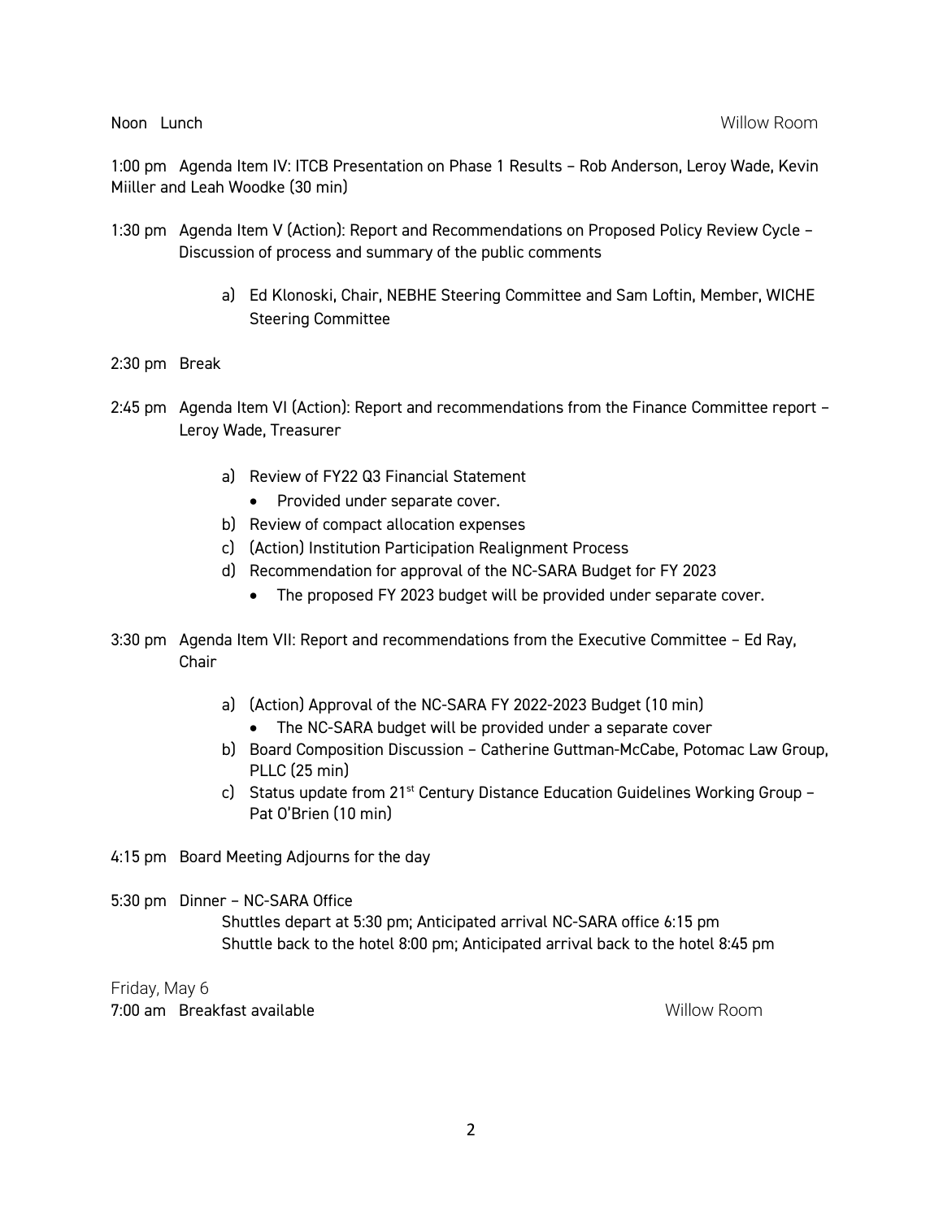Noon Lunch Willow Room

1:00 pm Agenda Item IV: ITCB Presentation on Phase 1 Results – Rob Anderson, Leroy Wade, Kevin Miiller and Leah Woodke (30 min)

1:30 pm Agenda Item V (Action): Report and Recommendations on Proposed Policy Review Cycle – Discussion of process and summary of the public comments

a) Ed Klonoski, Chair, NEBHE Steering Committee and Sam Loftin, Member, WICHE Steering Committee

2:30 pm Break

2:45 pm Agenda Item VI (Action): Report and recommendations from the Finance Committee report – Leroy Wade, Treasurer

a) Review of FY22 Q3 Financial Statement
   - Provided under separate cover.
b) Review of compact allocation expenses
c) (Action) Institution Participation Realignment Process
d) Recommendation for approval of the NC-SARA Budget for FY 2023
   - The proposed FY 2023 budget will be provided under separate cover.

3:30 pm Agenda Item VII: Report and recommendations from the Executive Committee – Ed Ray, Chair

a) (Action) Approval of the NC-SARA FY 2022-2023 Budget (10 min)
   - The NC-SARA budget will be provided under a separate cover
b) Board Composition Discussion – Catherine Guttman-McCabe, Potomac Law Group, PLLC (25 min)
c) Status update from 21st Century Distance Education Guidelines Working Group – Pat O'Brien (10 min)

4:15 pm Board Meeting Adjourns for the day

5:30 pm Dinner – NC-SARA Office
Shuttles depart at 5:30 pm; Anticipated arrival NC-SARA office 6:15 pm
Shuttle back to the hotel 8:00 pm; Anticipated arrival back to the hotel 8:45 pm

Friday, May 6

7:00 am Breakfast available Willow Room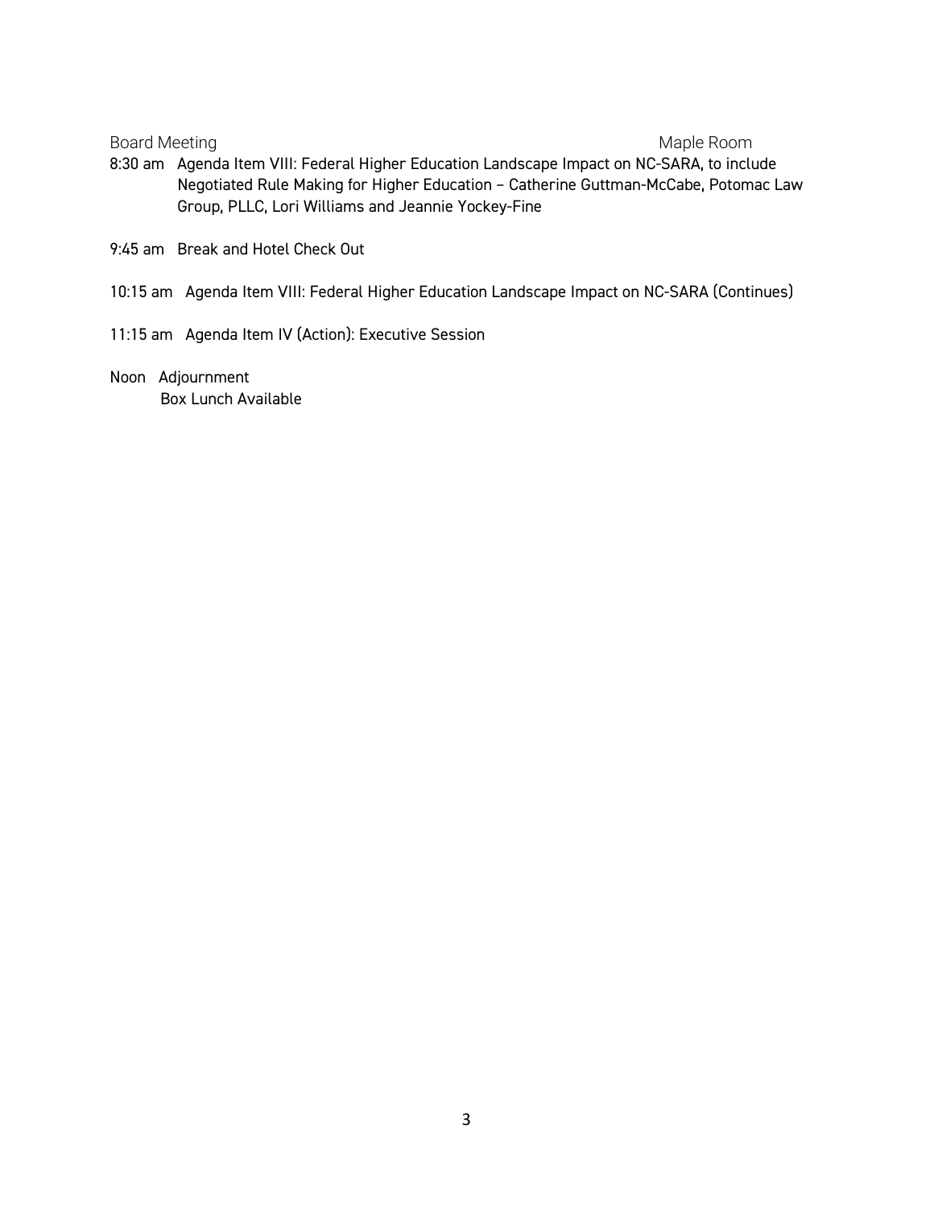Board Meeting Maple Room

8:30 am Agenda Item VIII: Federal Higher Education Landscape Impact on NC-SARA, to include Negotiated Rule Making for Higher Education – Catherine Guttman-McCabe, Potomac Law Group, PLLC, Lori Williams and Jeannie Yockey-Fine

9:45 am Break and Hotel Check Out

10:15 am Agenda Item VIII: Federal Higher Education Landscape Impact on NC-SARA (Continues)

11:15 am Agenda Item IV (Action): Executive Session

Noon Adjournment
Box Lunch Available